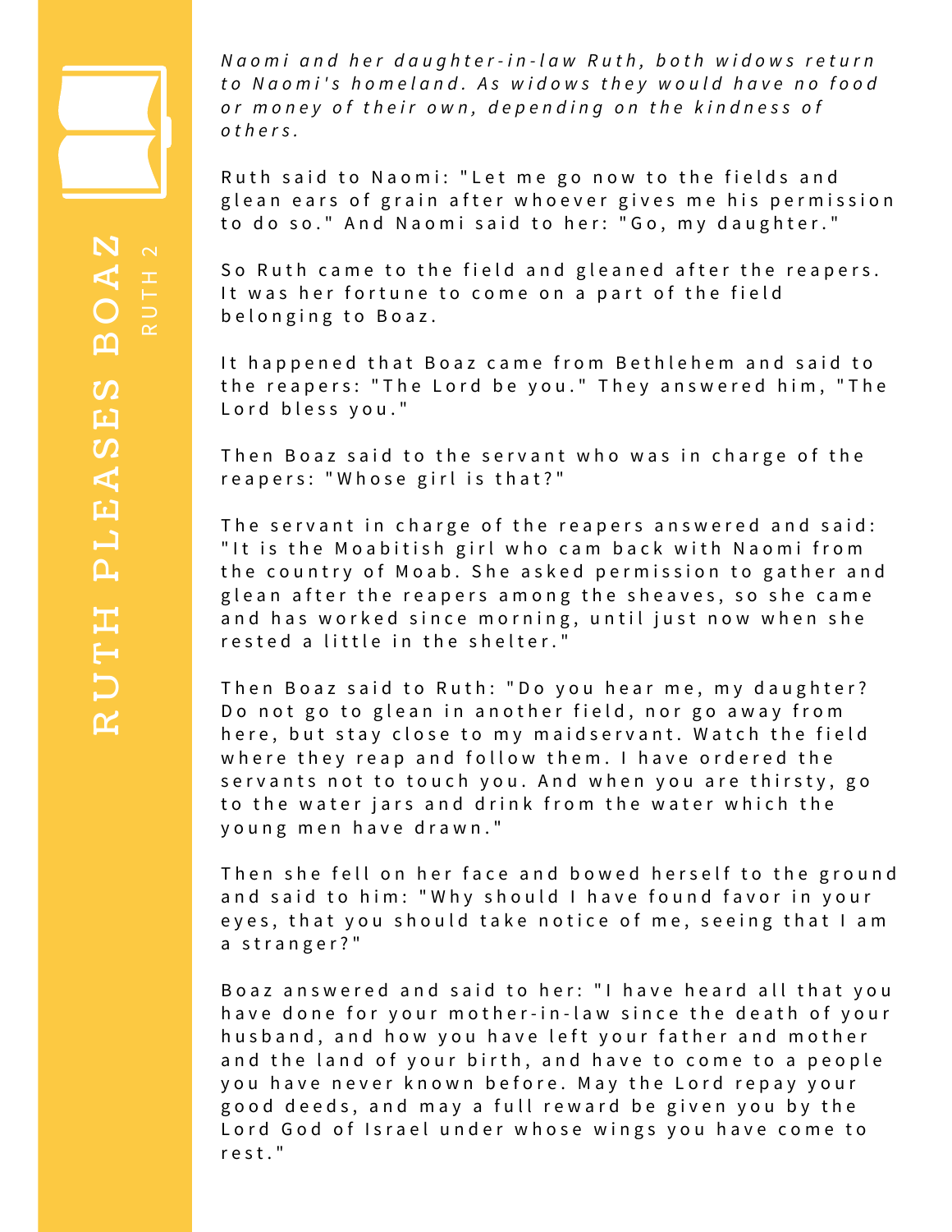# RUTH PLEASES BOAZ

## RUTH 2

*Naomi and her daughter-in-law Ruth, both widows return to Naomi's homeland. As widows they would have no food or money of their own, depending on the kindness of others.*

Ruth said to Naomi: "Let me go now to the fields and glean ears of grain after whoever gives me his permission to do so." And Naomi said to her: "Go, my daughter."

So Ruth came to the field and gleaned after the reapers. It was her fortune to come on a part of the field belonging to Boaz.

It happened that Boaz came from Bethlehem and said to the reapers: "The Lord be you." They answered him, "The Lord bless you."

Then Boaz said to the servant who was in charge of the reapers: "Whose girl is that?"

The servant in charge of the reapers answered and said: "It is the Moabitish girl who cam back with Naomi from the country of Moab. She asked permission to gather and glean after the reapers among the sheaves, so she came and has worked since morning, until just now when she rested a little in the shelter."

Then Boaz said to Ruth: "Do you hear me, my daughter? Do not go to glean in another field, nor go away from here, but stay close to my maidservant. Watch the field where they reap and follow them. I have ordered the servants not to touch you. And when you are thirsty, go to the water jars and drink from the water which the young men have drawn."

Then she fell on her face and bowed herself to the ground and said to him: "Why should I have found favor in your eyes, that you should take notice of me, seeing that I am a stranger?"

Boaz answered and said to her: "I have heard all that you have done for your mother-in-law since the death of your husband, and how you have left your father and mother and the land of your birth, and have to come to a people you have never known before. May the Lord repay your good deeds, and may a full reward be given you by the Lord God of Israel under whose wings you have come to rest."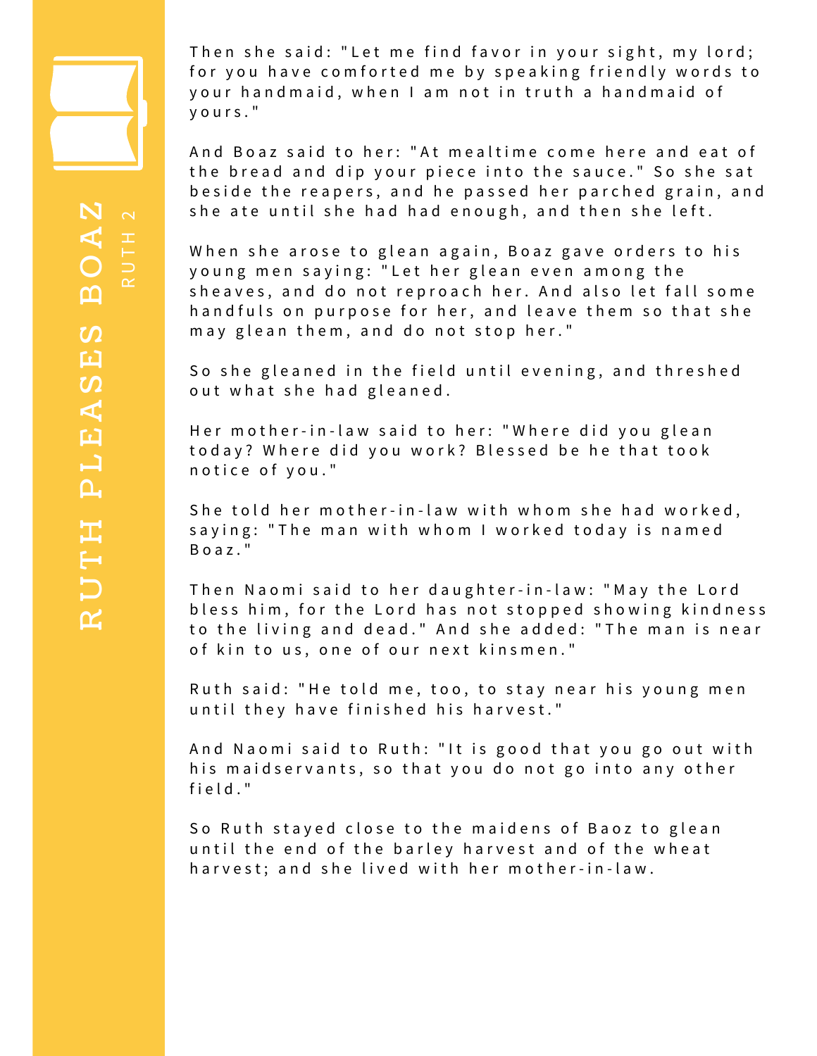# RUTH PLEASES BOAZ

## RUTH 2

Then she said: "Let me find favor in your sight, my lord; for you have comforted me by speaking friendly words to your handmaid, when I am not in truth a handmaid of yours."

And Boaz said to her: "At mealtime come here and eat of the bread and dip your piece into the sauce." So she sat beside the reapers, and he passed her parched grain, and she ate until she had had enough, and then she left.

When she arose to glean again, Boaz gave orders to his young men saying: "Let her glean even among the sheaves, and do not reproach her. And also let fall some handfuls on purpose for her, and leave them so that she may glean them, and do not stop her."

So she gleaned in the field until evening, and threshed out what she had gleaned.

Her mother-in-law said to her: "Where did you glean today? Where did you work? Blessed be he that took notice of you."

She told her mother-in-law with whom she had worked, saying: "The man with whom I worked today is named Boaz."

Then Naomi said to her daughter-in-law: "May the Lord bless him, for the Lord has not stopped showing kindness to the living and dead." And she added: "The man is near of kin to us, one of our next kinsmen."

Ruth said: "He told me, too, to stay near his young men until they have finished his harvest."

And Naomi said to Ruth: "It is good that you go out with his maidservants, so that you do not go into any other field."

So Ruth stayed close to the maidens of Baoz to glean until the end of the barley harvest and of the wheat harvest; and she lived with her mother-in-law.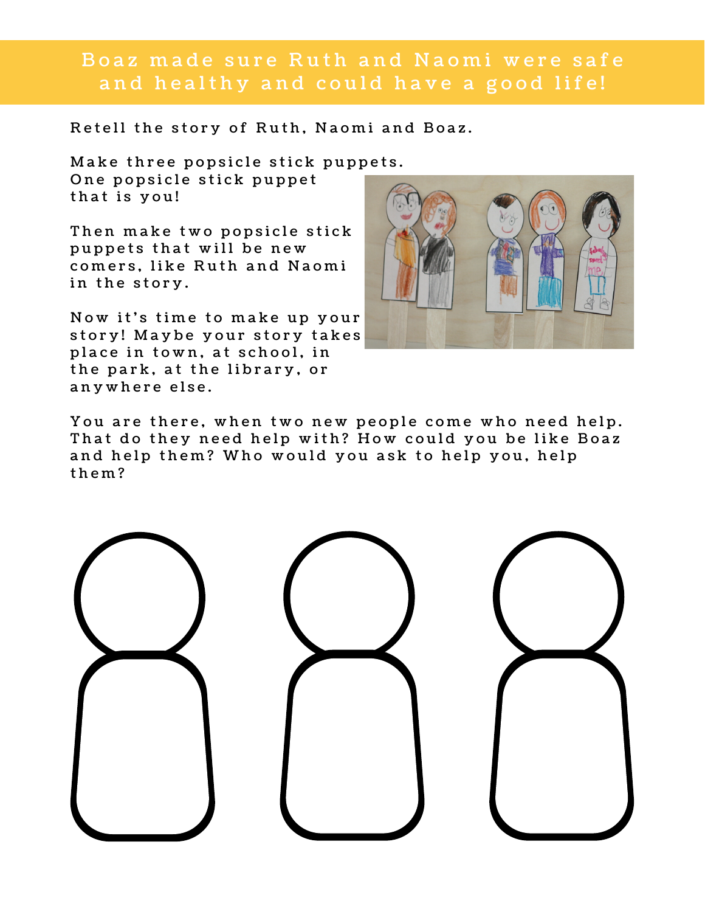# Boaz made sure Ruth and Naomi were safe and healthy and could have a good life!

Retell the story of Ruth, Naomi and Boaz.

Make three popsicle stick puppets. One popsicle stick puppet that is you!

Then make two popsicle stick puppets that will be new comers, like Ruth and Naomi in the story.

Now it's time to make up your story! Maybe your story takes place in town, at school, in the park, at the library, or anywhere else.

You are there, when two new people come who need help. That do they need help with? How could you be like Boaz and help them? Who would you ask to help you, help them?